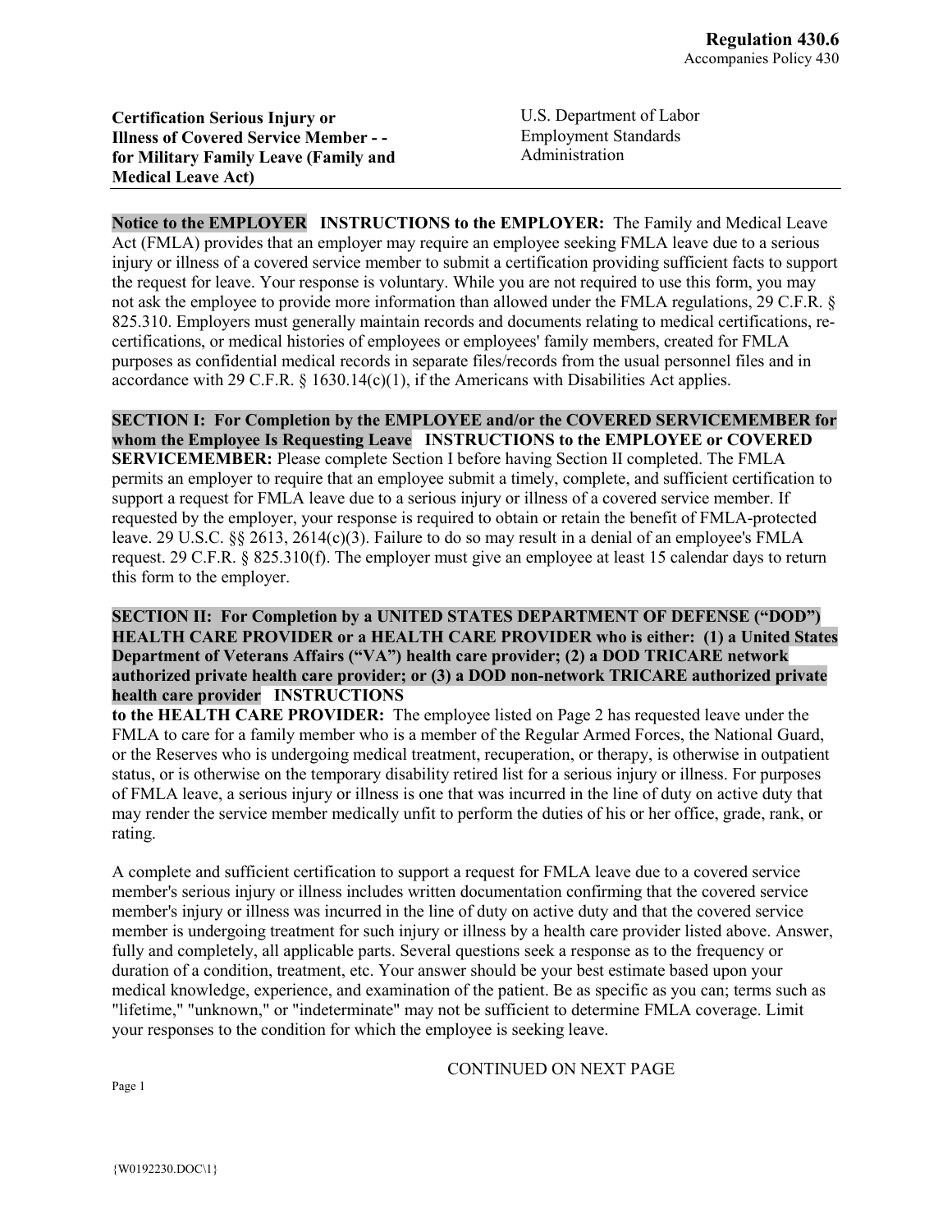**Regulation 430.6**
Accompanies Policy 430

**Certification Serious Injury or Illness of Covered Service Member - - for Military Family Leave (Family and Medical Leave Act)**

U.S. Department of Labor
Employment Standards Administration

**Notice to the EMPLOYER** **INSTRUCTIONS to the EMPLOYER:** The Family and Medical Leave Act (FMLA) provides that an employer may require an employee seeking FMLA leave due to a serious injury or illness of a covered service member to submit a certification providing sufficient facts to support the request for leave. Your response is voluntary. While you are not required to use this form, you may not ask the employee to provide more information than allowed under the FMLA regulations, 29 C.F.R. § 825.310. Employers must generally maintain records and documents relating to medical certifications, re-certifications, or medical histories of employees or employees' family members, created for FMLA purposes as confidential medical records in separate files/records from the usual personnel files and in accordance with 29 C.F.R. § 1630.14(c)(1), if the Americans with Disabilities Act applies.

**SECTION I: For Completion by the EMPLOYEE and/or the COVERED SERVICEMEMBER for whom the Employee Is Requesting Leave** **INSTRUCTIONS to the EMPLOYEE or COVERED SERVICEMEMBER:** Please complete Section I before having Section II completed. The FMLA permits an employer to require that an employee submit a timely, complete, and sufficient certification to support a request for FMLA leave due to a serious injury or illness of a covered service member. If requested by the employer, your response is required to obtain or retain the benefit of FMLA-protected leave. 29 U.S.C. §§ 2613, 2614(c)(3). Failure to do so may result in a denial of an employee's FMLA request. 29 C.F.R. § 825.310(f). The employer must give an employee at least 15 calendar days to return this form to the employer.

**SECTION II: For Completion by a UNITED STATES DEPARTMENT OF DEFENSE ("DOD") HEALTH CARE PROVIDER or a HEALTH CARE PROVIDER who is either: (1) a United States Department of Veterans Affairs ("VA") health care provider; (2) a DOD TRICARE network authorized private health care provider; or (3) a DOD non-network TRICARE authorized private health care provider** **INSTRUCTIONS to the HEALTH CARE PROVIDER:** The employee listed on Page 2 has requested leave under the FMLA to care for a family member who is a member of the Regular Armed Forces, the National Guard, or the Reserves who is undergoing medical treatment, recuperation, or therapy, is otherwise in outpatient status, or is otherwise on the temporary disability retired list for a serious injury or illness. For purposes of FMLA leave, a serious injury or illness is one that was incurred in the line of duty on active duty that may render the service member medically unfit to perform the duties of his or her office, grade, rank, or rating.

A complete and sufficient certification to support a request for FMLA leave due to a covered service member's serious injury or illness includes written documentation confirming that the covered service member's injury or illness was incurred in the line of duty on active duty and that the covered service member is undergoing treatment for such injury or illness by a health care provider listed above. Answer, fully and completely, all applicable parts. Several questions seek a response as to the frequency or duration of a condition, treatment, etc. Your answer should be your best estimate based upon your medical knowledge, experience, and examination of the patient. Be as specific as you can; terms such as "lifetime," "unknown," or "indeterminate" may not be sufficient to determine FMLA coverage. Limit your responses to the condition for which the employee is seeking leave.

CONTINUED ON NEXT PAGE

{W0192230.DOC\1}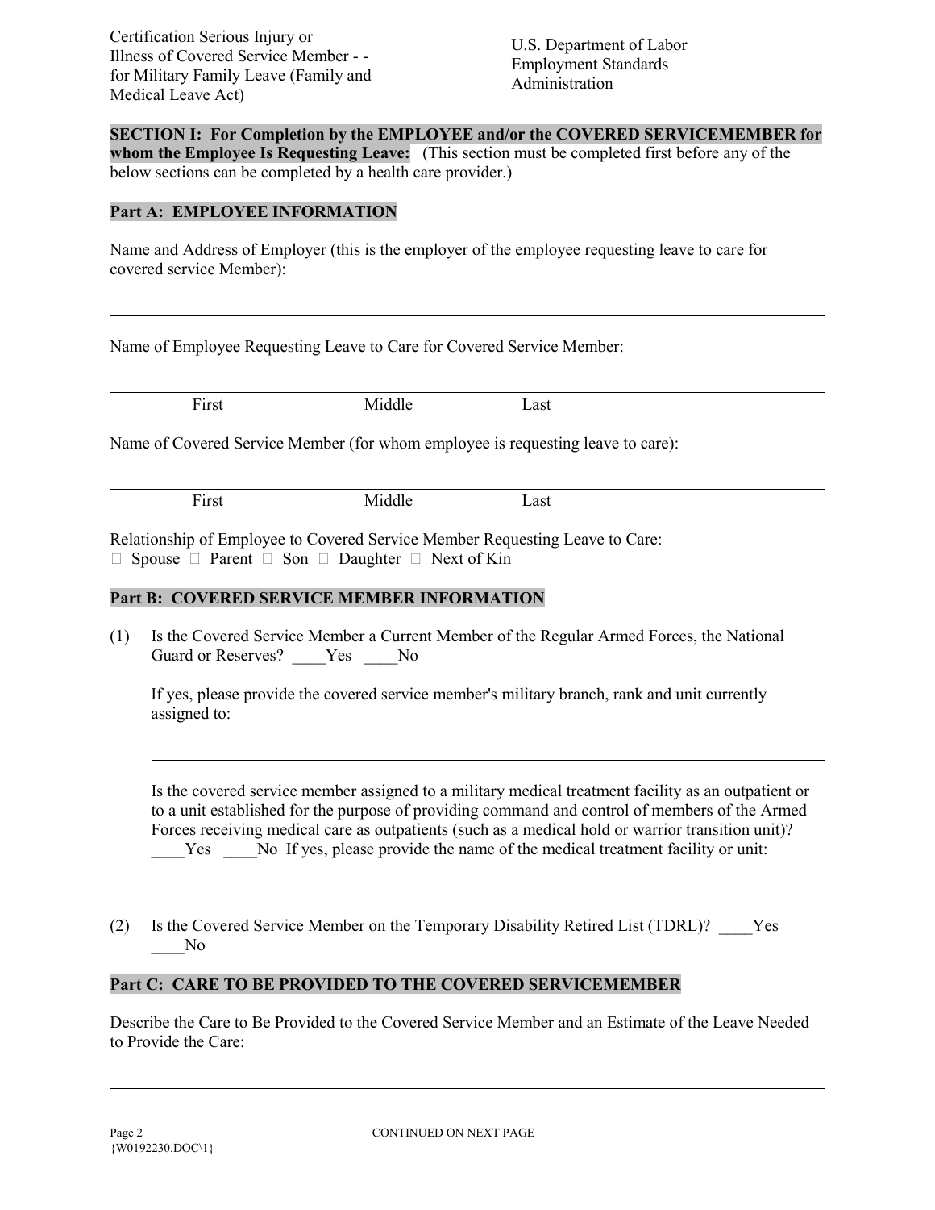Certification Serious Injury or Illness of Covered Service Member - - for Military Family Leave (Family and Medical Leave Act)

U.S. Department of Labor
Employment Standards Administration

**SECTION I: For Completion by the EMPLOYEE and/or the COVERED SERVICEMEMBER for whom the Employee Is Requesting Leave:** (This section must be completed first before any of the below sections can be completed by a health care provider.)

**Part A: EMPLOYEE INFORMATION**

Name and Address of Employer (this is the employer of the employee requesting leave to care for covered service Member):

___

Name of Employee Requesting Leave to Care for Covered Service Member:

___

First Middle Last

Name of Covered Service Member (for whom employee is requesting leave to care):

___

First Middle Last

Relationship of Employee to Covered Service Member Requesting Leave to Care:
☐ Spouse ☐ Parent ☐ Son ☐ Daughter ☐ Next of Kin

**Part B: COVERED SERVICE MEMBER INFORMATION**

(1) Is the Covered Service Member a Current Member of the Regular Armed Forces, the National Guard or Reserves? ____Yes ____No

If yes, please provide the covered service member's military branch, rank and unit currently assigned to:

___

Is the covered service member assigned to a military medical treatment facility as an outpatient or to a unit established for the purpose of providing command and control of members of the Armed Forces receiving medical care as outpatients (such as a medical hold or warrior transition unit)? ____Yes ____No If yes, please provide the name of the medical treatment facility or unit:

___

(2) Is the Covered Service Member on the Temporary Disability Retired List (TDRL)? ____Yes ____No

**Part C: CARE TO BE PROVIDED TO THE COVERED SERVICEMEMBER**

Describe the Care to Be Provided to the Covered Service Member and an Estimate of the Leave Needed to Provide the Care:

___

CONTINUED ON NEXT PAGE

{W0192230.DOC\1}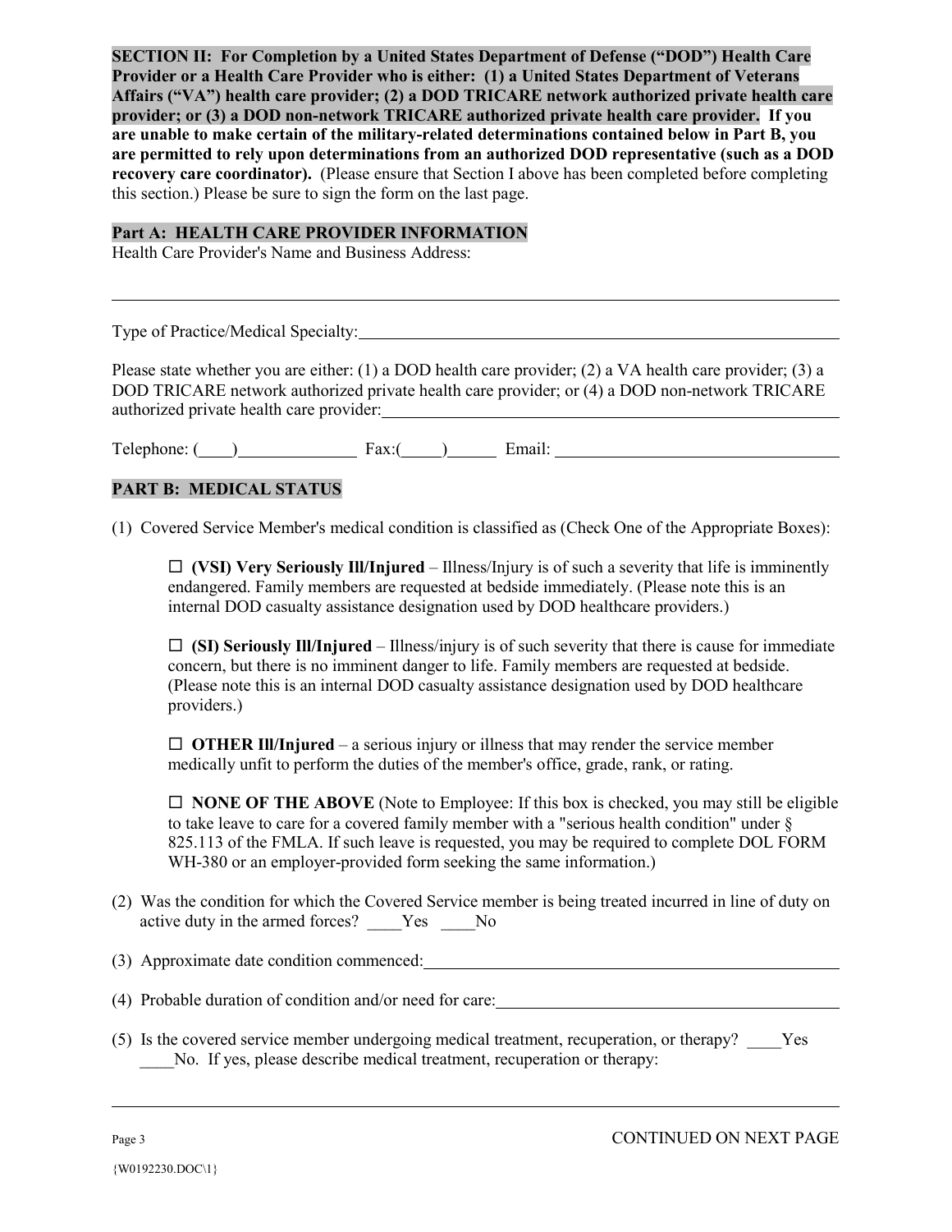**SECTION II: For Completion by a United States Department of Defense ("DOD") Health Care Provider or a Health Care Provider who is either: (1) a United States Department of Veterans Affairs ("VA") health care provider; (2) a DOD TRICARE network authorized private health care provider; or (3) a DOD non-network TRICARE authorized private health care provider. If you are unable to make certain of the military-related determinations contained below in Part B, you are permitted to rely upon determinations from an authorized DOD representative (such as a DOD recovery care coordinator).** (Please ensure that Section I above has been completed before completing this section.) Please be sure to sign the form on the last page.

**Part A: HEALTH CARE PROVIDER INFORMATION**

Health Care Provider's Name and Business Address:

______________________________________________________________________

Type of Practice/Medical Specialty: ______________________________________________

Please state whether you are either: (1) a DOD health care provider; (2) a VA health care provider; (3) a DOD TRICARE network authorized private health care provider; or (4) a DOD non-network TRICARE authorized private health care provider: ______________________________________________

Telephone: (____)______________ Fax:(_____)______ Email: ________________________________

**PART B: MEDICAL STATUS**

(1) Covered Service Member's medical condition is classified as (Check One of the Appropriate Boxes):

☐ **(VSI) Very Seriously Ill/Injured** – Illness/Injury is of such a severity that life is imminently endangered. Family members are requested at bedside immediately. (Please note this is an internal DOD casualty assistance designation used by DOD healthcare providers.)

☐ **(SI) Seriously Ill/Injured** – Illness/injury is of such severity that there is cause for immediate concern, but there is no imminent danger to life. Family members are requested at bedside. (Please note this is an internal DOD casualty assistance designation used by DOD healthcare providers.)

☐ **OTHER Ill/Injured** – a serious injury or illness that may render the service member medically unfit to perform the duties of the member's office, grade, rank, or rating.

☐ **NONE OF THE ABOVE** (Note to Employee: If this box is checked, you may still be eligible to take leave to care for a covered family member with a "serious health condition" under § 825.113 of the FMLA. If such leave is requested, you may be required to complete DOL FORM WH-380 or an employer-provided form seeking the same information.)

(2) Was the condition for which the Covered Service member is being treated incurred in line of duty on active duty in the armed forces? ____Yes ____No

(3) Approximate date condition commenced: ______________________________________________

(4) Probable duration of condition and/or need for care: ______________________________________________

(5) Is the covered service member undergoing medical treatment, recuperation, or therapy? ____Yes ____No. If yes, please describe medical treatment, recuperation or therapy:

______________________________________________________________________

CONTINUED ON NEXT PAGE

{W0192230.DOC\1}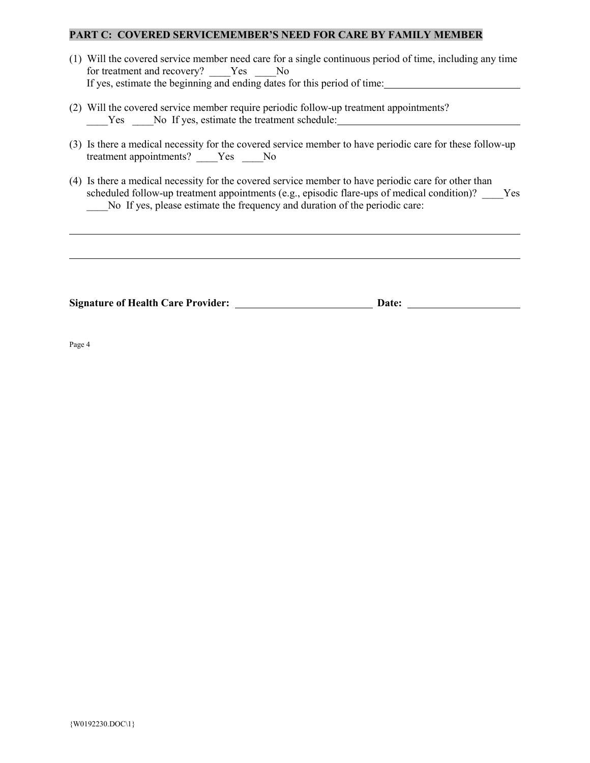## PART C: COVERED SERVICEMEMBER'S NEED FOR CARE BY FAMILY MEMBER

(1) Will the covered service member need care for a single continuous period of time, including any time for treatment and recovery? ____Yes ____No
If yes, estimate the beginning and ending dates for this period of time:____________________________

(2) Will the covered service member require periodic follow-up treatment appointments?
____Yes ____No If yes, estimate the treatment schedule:____________________________________

(3) Is there a medical necessity for the covered service member to have periodic care for these follow-up treatment appointments? ____Yes ____No

(4) Is there a medical necessity for the covered service member to have periodic care for other than scheduled follow-up treatment appointments (e.g., episodic flare-ups of medical condition)? ____Yes ____No If yes, please estimate the frequency and duration of the periodic care:

______________________________________________________________________________

______________________________________________________________________________

**Signature of Health Care Provider:** ____________________________ **Date:** ______________________

{W0192230.DOC\1}